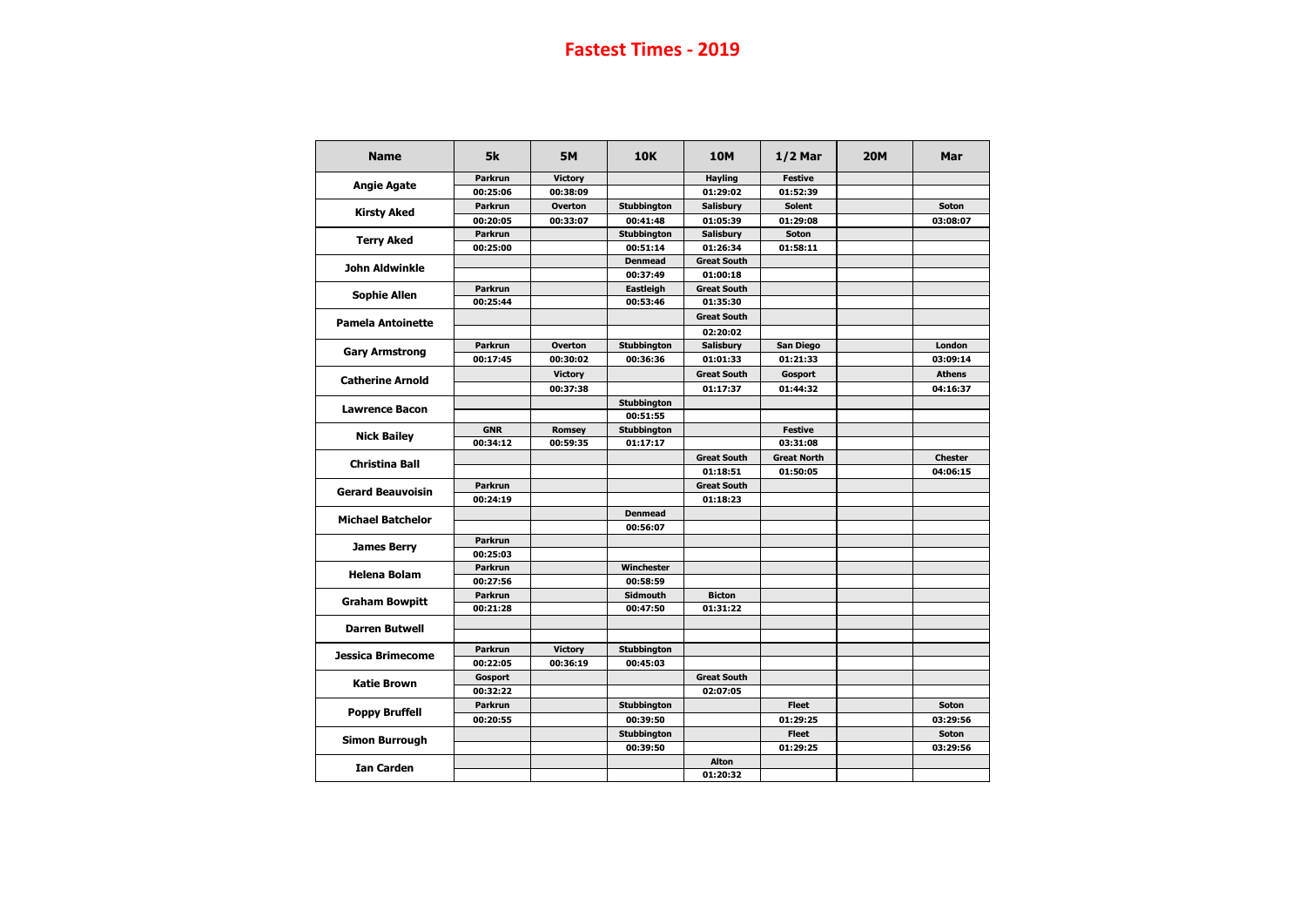# Fastest Times - 2019

| Name | 5k | 5M | 10K | 10M | 1/2 Mar | 20M | Mar |
|---|---|---|---|---|---|---|---|
| **Angie Agate** | Parkrun | Victory | | Hayling | Festive | | |
| | 00:25:06 | 00:38:09 | | 01:29:02 | 01:52:39 | | |
| **Kirsty Aked** | Parkrun | Overton | Stubbington | Salisbury | Solent | | Soton |
| | 00:20:05 | 00:33:07 | 00:41:48 | 01:05:39 | 01:29:08 | | 03:08:07 |
| **Terry Aked** | Parkrun | | Stubbington | Salisbury | Soton | | |
| | 00:25:00 | | 00:51:14 | 01:26:34 | 01:58:11 | | |
| **John Aldwinkle** | | | Denmead | Great South | | | |
| | | | 00:37:49 | 01:00:18 | | | |
| **Sophie Allen** | Parkrun | | Eastleigh | Great South | | | |
| | 00:25:44 | | 00:53:46 | 01:35:30 | | | |
| **Pamela Antoinette** | | | | Great South | | | |
| | | | | 02:20:02 | | | |
| **Gary Armstrong** | Parkrun | Overton | Stubbington | Salisbury | San Diego | | London |
| | 00:17:45 | 00:30:02 | 00:36:36 | 01:01:33 | 01:21:33 | | 03:09:14 |
| **Catherine Arnold** | | Victory | | Great South | Gosport | | Athens |
| | | 00:37:38 | | 01:17:37 | 01:44:32 | | 04:16:37 |
| **Lawrence Bacon** | | | Stubbington | | | | |
| | | | 00:51:55 | | | | |
| **Nick Bailey** | GNR | Romsey | Stubbington | | Festive | | |
| | 00:34:12 | 00:59:35 | 01:17:17 | | 03:31:08 | | |
| **Christina Ball** | | | | Great South | Great North | | Chester |
| | | | | 01:18:51 | 01:50:05 | | 04:06:15 |
| **Gerard Beauvoisin** | Parkrun | | | Great South | | | |
| | 00:24:19 | | | 01:18:23 | | | |
| **Michael Batchelor** | | | Denmead | | | | |
| | | | 00:56:07 | | | | |
| **James Berry** | Parkrun | | | | | | |
| | 00:25:03 | | | | | | |
| **Helena Bolam** | Parkrun | | Winchester | | | | |
| | 00:27:56 | | 00:58:59 | | | | |
| **Graham Bowpitt** | Parkrun | | Sidmouth | Bicton | | | |
| | 00:21:28 | | 00:47:50 | 01:31:22 | | | |
| **Darren Butwell** | | | | | | | |
| | | | | | | | |
| **Jessica Brimecome** | Parkrun | Victory | Stubbington | | | | |
| | 00:22:05 | 00:36:19 | 00:45:03 | | | | |
| **Katie Brown** | Gosport | | | Great South | | | |
| | 00:32:22 | | | 02:07:05 | | | |
| **Poppy Bruffell** | Parkrun | | Stubbington | | Fleet | | Soton |
| | 00:20:55 | | 00:39:50 | | 01:29:25 | | 03:29:56 |
| **Simon Burrough** | | | Stubbington | | Fleet | | Soton |
| | | | 00:39:50 | | 01:29:25 | | 03:29:56 |
| **Ian Carden** | | | | Alton | | | |
| | | | | 01:20:32 | | | |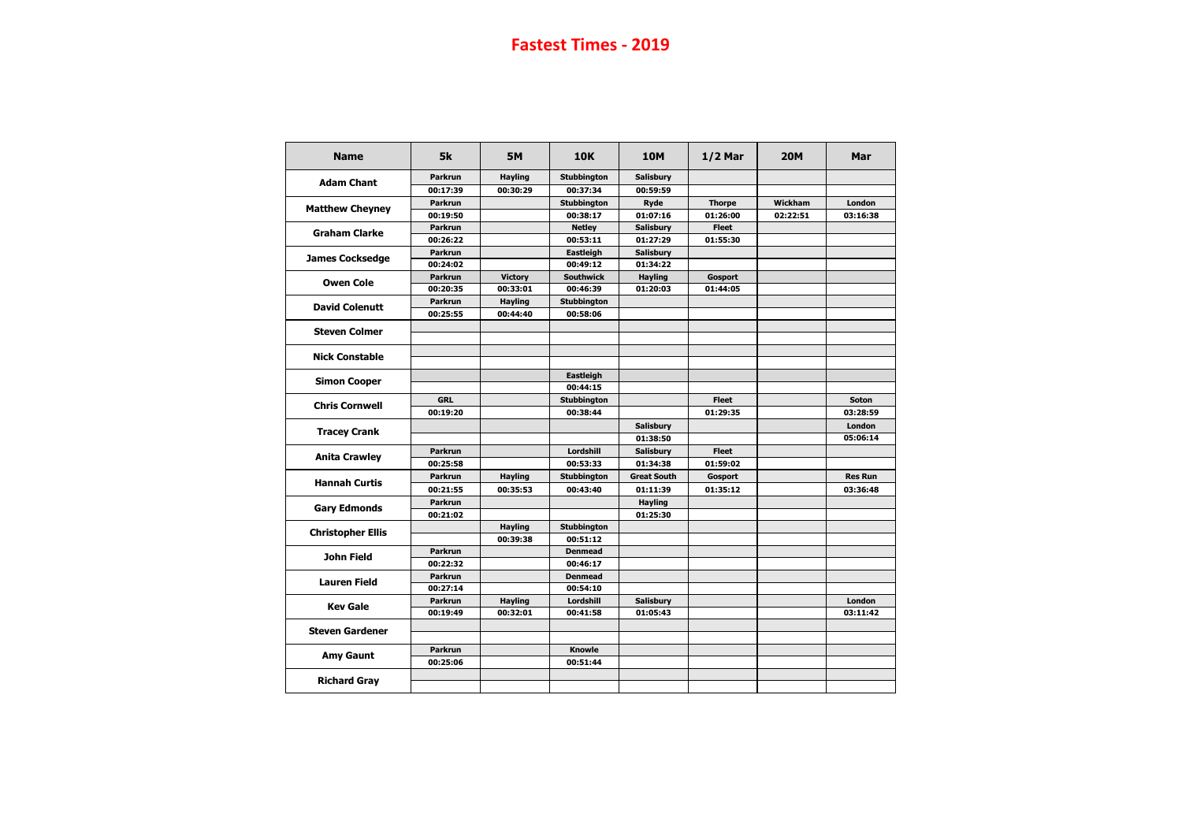# Fastest Times - 2019

| Name | 5k | 5M | 10K | 10M | 1/2 Mar | 20M | Mar |
|---|---|---|---|---|---|---|---|
| Adam Chant | Parkrun | Hayling | Stubbington | Salisbury | | | |
| | 00:17:39 | 00:30:29 | 00:37:34 | 00:59:59 | | | |
| Matthew Cheyney | Parkrun | | Stubbington | Ryde | Thorpe | Wickham | London |
| | 00:19:50 | | 00:38:17 | 01:07:16 | 01:26:00 | 02:22:51 | 03:16:38 |
| Graham Clarke | Parkrun | | Netley | Salisbury | Fleet | | |
| | 00:26:22 | | 00:53:11 | 01:27:29 | 01:55:30 | | |
| James Cocksedge | Parkrun | | Eastleigh | Salisbury | | | |
| | 00:24:02 | | 00:49:12 | 01:34:22 | | | |
| Owen Cole | Parkrun | Victory | Southwick | Hayling | Gosport | | |
| | 00:20:35 | 00:33:01 | 00:46:39 | 01:20:03 | 01:44:05 | | |
| David Colenutt | Parkrun | Hayling | Stubbington | | | | |
| | 00:25:55 | 00:44:40 | 00:58:06 | | | | |
| Steven Colmer | | | | | | | |
| | | | | | | | |
| Nick Constable | | | | | | | |
| | | | | | | | |
| Simon Cooper | | | Eastleigh | | | | |
| | | | 00:44:15 | | | | |
| Chris Cornwell | GRL | | Stubbington | | Fleet | | Soton |
| | 00:19:20 | | 00:38:44 | | 01:29:35 | | 03:28:59 |
| Tracey Crank | | | | Salisbury | | | London |
| | | | | 01:38:50 | | | 05:06:14 |
| Anita Crawley | Parkrun | | Lordshill | Salisbury | Fleet | | |
| | 00:25:58 | | 00:53:33 | 01:34:38 | 01:59:02 | | |
| Hannah Curtis | Parkrun | Hayling | Stubbington | Great South | Gosport | | Res Run |
| | 00:21:55 | 00:35:53 | 00:43:40 | 01:11:39 | 01:35:12 | | 03:36:48 |
| Gary Edmonds | Parkrun | | | Hayling | | | |
| | 00:21:02 | | | 01:25:30 | | | |
| Christopher Ellis | | Hayling | Stubbington | | | | |
| | | 00:39:38 | 00:51:12 | | | | |
| John Field | Parkrun | | Denmead | | | | |
| | 00:22:32 | | 00:46:17 | | | | |
| Lauren Field | Parkrun | | Denmead | | | | |
| | 00:27:14 | | 00:54:10 | | | | |
| Kev Gale | Parkrun | Hayling | Lordshill | Salisbury | | | London |
| | 00:19:49 | 00:32:01 | 00:41:58 | 01:05:43 | | | 03:11:42 |
| Steven Gardener | | | | | | | |
| | | | | | | | |
| Amy Gaunt | Parkrun | | Knowle | | | | |
| | 00:25:06 | | 00:51:44 | | | | |
| Richard Gray | | | | | | | |
| | | | | | | | |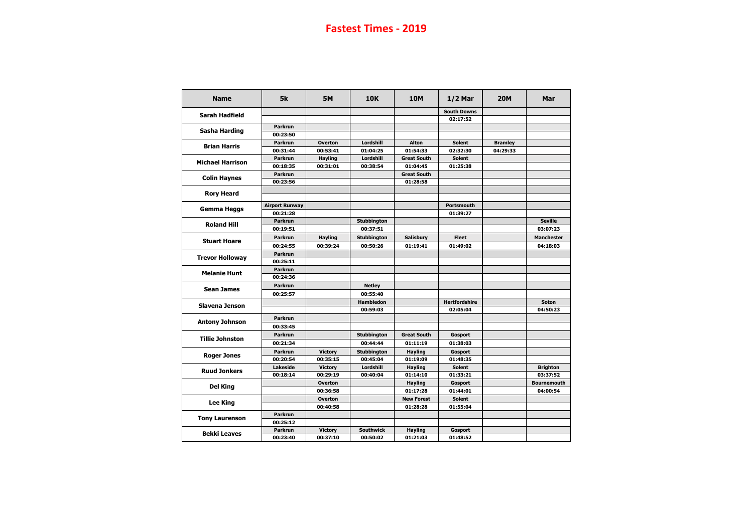# Fastest Times - 2019

| Name | 5k | 5M | 10K | 10M | 1/2 Mar | 20M | Mar |
|---|---|---|---|---|---|---|---|
| Sarah Hadfield | | | | | South Downs | | |
| | | | | | 02:17:52 | | |
| Sasha Harding | Parkrun | | | | | | |
| | 00:23:50 | | | | | | |
| Brian Harris | Parkrun | Overton | Lordshill | Alton | Solent | Bramley | |
| | 00:31:44 | 00:53:41 | 01:04:25 | 01:54:33 | 02:32:30 | 04:29:33 | |
| Michael Harrison | Parkrun | Hayling | Lordshill | Great South | Solent | | |
| | 00:18:35 | 00:31:01 | 00:38:54 | 01:04:45 | 01:25:38 | | |
| Colin Haynes | Parkrun | | | Great South | | | |
| | 00:23:56 | | | 01:28:58 | | | |
| Rory Heard | | | | | | | |
| | | | | | | | |
| Gemma Heggs | Airport Runway | | | | Portsmouth | | |
| | 00:21:28 | | | | 01:39:27 | | |
| Roland Hill | Parkrun | | Stubbington | | | | Seville |
| | 00:19:51 | | 00:37:51 | | | | 03:07:23 |
| Stuart Hoare | Parkrun | Hayling | Stubbington | Salisbury | Fleet | | Manchester |
| | 00:24:55 | 00:39:24 | 00:50:26 | 01:19:41 | 01:49:02 | | 04:18:03 |
| Trevor Holloway | Parkrun | | | | | | |
| | 00:25:11 | | | | | | |
| Melanie Hunt | Parkrun | | | | | | |
| | 00:24:36 | | | | | | |
| Sean James | Parkrun | | Netley | | | | |
| | 00:25:57 | | 00:55:40 | | | | |
| Slavena Jenson | | | Hambledon | | Hertfordshire | | Soton |
| | | | 00:59:03 | | 02:05:04 | | 04:50:23 |
| Antony Johnson | Parkrun | | | | | | |
| | 00:33:45 | | | | | | |
| Tillie Johnston | Parkrun | | Stubbington | Great South | Gosport | | |
| | 00:21:34 | | 00:44:44 | 01:11:19 | 01:38:03 | | |
| Roger Jones | Parkrun | Victory | Stubbington | Hayling | Gosport | | |
| | 00:20:54 | 00:35:15 | 00:45:04 | 01:19:09 | 01:48:35 | | |
| Ruud Jonkers | Lakeside | Victory | Lordshill | Hayling | Solent | | Brighton |
| | 00:18:14 | 00:29:19 | 00:40:04 | 01:14:10 | 01:33:21 | | 03:37:52 |
| Del King | | Overton | | Hayling | Gosport | | Bournemouth |
| | | 00:36:58 | | 01:17:28 | 01:44:01 | | 04:00:54 |
| Lee King | | Overton | | New Forest | Solent | | |
| | | 00:40:58 | | 01:28:28 | 01:55:04 | | |
| Tony Laurenson | Parkrun | | | | | | |
| | 00:25:12 | | | | | | |
| Bekki Leaves | Parkrun | Victory | Southwick | Hayling | Gosport | | |
| | 00:23:40 | 00:37:10 | 00:50:02 | 01:21:03 | 01:48:52 | | |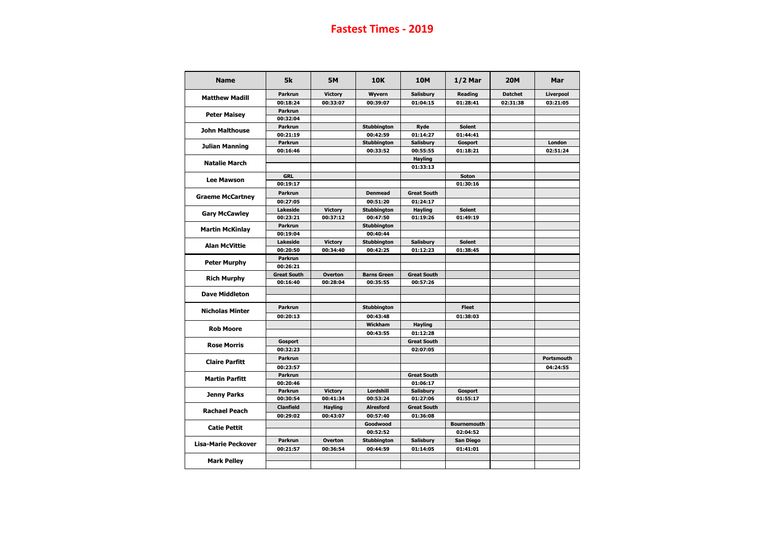# Fastest Times - 2019

| Name | 5k | 5M | 10K | 10M | 1/2 Mar | 20M | Mar |
|---|---|---|---|---|---|---|---|
| Matthew Madill | Parkrun | Victory | Wyvern | Salisbury | Reading | Datchet | Liverpool |
| | 00:18:24 | 00:33:07 | 00:39:07 | 01:04:15 | 01:28:41 | 02:31:38 | 03:21:05 |
| Peter Maisey | Parkrun | | | | | | |
| | 00:32:04 | | | | | | |
| John Malthouse | Parkrun | | Stubbington | Ryde | Solent | | |
| | 00:21:19 | | 00:42:59 | 01:14:27 | 01:44:41 | | |
| Julian Manning | Parkrun | | Stubbington | Salisbury | Gosport | | London |
| | 00:16:46 | | 00:33:52 | 00:55:55 | 01:18:21 | | 02:51:24 |
| Natalie March | | | | Hayling | | | |
| | | | | 01:33:13 | | | |
| Lee Mawson | GRL | | | | Soton | | |
| | 00:19:17 | | | | 01:30:16 | | |
| Graeme McCartney | Parkrun | | Denmead | Great South | | | |
| | 00:27:05 | | 00:51:20 | 01:24:17 | | | |
| Gary McCawley | Lakeside | Victory | Stubbington | Hayling | Solent | | |
| | 00:23:21 | 00:37:12 | 00:47:50 | 01:19:26 | 01:49:19 | | |
| Martin McKinlay | Parkrun | | Stubbington | | | | |
| | 00:19:04 | | 00:40:44 | | | | |
| Alan McVittie | Lakeside | Victory | Stubbington | Salisbury | Solent | | |
| | 00:20:50 | 00:34:40 | 00:42:25 | 01:12:23 | 01:38:45 | | |
| Peter Murphy | Parkrun | | | | | | |
| | 00:26:21 | | | | | | |
| Rich Murphy | Great South | Overton | Barns Green | Great South | | | |
| | 00:16:40 | 00:28:04 | 00:35:55 | 00:57:26 | | | |
| Dave Middleton | | | | | | | |
| | | | | | | | |
| Nicholas Minter | Parkrun | | Stubbington | | Fleet | | |
| | 00:20:13 | | 00:43:48 | | 01:38:03 | | |
| Rob Moore | | | Wickham | Hayling | | | |
| | | | 00:43:55 | 01:12:28 | | | |
| Rose Morris | Gosport | | | Great South | | | |
| | 00:32:23 | | | 02:07:05 | | | |
| Claire Parfitt | Parkrun | | | | | | Portsmouth |
| | 00:23:57 | | | | | | 04:24:55 |
| Martin Parfitt | Parkrun | | | Great South | | | |
| | 00:20:46 | | | 01:06:17 | | | |
| Jenny Parks | Parkrun | Victory | Lordshill | Salisbury | Gosport | | |
| | 00:30:54 | 00:41:34 | 00:53:24 | 01:27:06 | 01:55:17 | | |
| Rachael Peach | Clanfield | Hayling | Alresford | Great South | | | |
| | 00:29:02 | 00:43:07 | 00:57:40 | 01:36:08 | | | |
| Catie Pettit | | | Goodwood | | Bournemouth | | |
| | | | 00:52:52 | | 02:04:52 | | |
| Lisa-Marie Peckover | Parkrun | Overton | Stubbington | Salisbury | San Diego | | |
| | 00:21:57 | 00:36:54 | 00:44:59 | 01:14:05 | 01:41:01 | | |
| Mark Pelley | | | | | | | |
| | | | | | | | |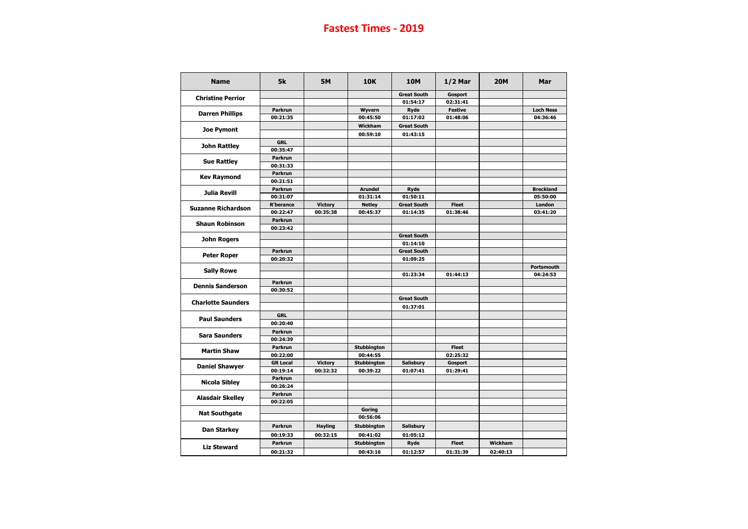# Fastest Times - 2019

| Name | 5k | 5M | 10K | 10M | 1/2 Mar | 20M | Mar |
|---|---|---|---|---|---|---|---|
| Christine Perrior | | | | Great South | Gosport | | |
| | | | | 01:54:17 | 02:31:41 | | |
| Darren Phillips | Parkrun | | Wyvern | Ryde | Festive | | Loch Ness |
| | 00:21:35 | | 00:45:50 | 01:17:02 | 01:48:06 | | 04:36:46 |
| Joe Pymont | | | Wickham | Great South | | | |
| | | | 00:59:10 | 01:43:15 | | | |
| John Rattley | GRL | | | | | | |
| | 00:35:47 | | | | | | |
| Sue Rattley | Parkrun | | | | | | |
| | 00:31:33 | | | | | | |
| Kev Raymond | Parkrun | | | | | | |
| | 00:21:51 | | | | | | |
| Julia Revill | Parkrun | | Arundel | Ryde | | | Breckland |
| | 00:31:07 | | 01:31:14 | 01:50:11 | | | 05:50:00 |
| Suzanne Richardson | R'beerance | Victory | Netley | Great South | Fleet | | London |
| | 00:22:47 | 00:35:38 | 00:45:37 | 01:14:35 | 01:38:46 | | 03:41:20 |
| Shaun Robinson | Parkrun | | | | | | |
| | 00:23:42 | | | | | | |
| John Rogers | | | | Great South | | | |
| | | | | 01:14:10 | | | |
| Peter Roper | Parkrun | | | Great South | | | |
| | 00:20:32 | | | 01:09:25 | | | |
| Sally Rowe | | | | | | | Portsmouth |
| | | | | 01:23:34 | 01:44:13 | | 04:24:53 |
| Dennis Sanderson | Parkrun | | | | | | |
| | 00:30:52 | | | | | | |
| Charlotte Saunders | | | | Great South | | | |
| | | | | 01:37:01 | | | |
| Paul Saunders | GRL | | | | | | |
| | 00:20:40 | | | | | | |
| Sara Saunders | Parkrun | | | | | | |
| | 00:24:39 | | | | | | |
| Martin Shaw | Parkrun | | Stubbington | | Fleet | | |
| | 00:22:00 | | 00:44:55 | | 02:25:32 | | |
| Daniel Shawyer | GR Local | Victory | Stubbington | Salisbury | Gosport | | |
| | 00:19:14 | 00:32:32 | 00:39:22 | 01:07:41 | 01:29:41 | | |
| Nicola Sibley | Parkrun | | | | | | |
| | 00:26:24 | | | | | | |
| Alasdair Skelley | Parkrun | | | | | | |
| | 00:22:05 | | | | | | |
| Nat Southgate | | | Goring | | | | |
| | | | 00:56:06 | | | | |
| Dan Starkey | Parkrun | Hayling | Stubbington | Salisbury | | | |
| | 00:19:33 | 00:32:15 | 00:41:02 | 01:05:12 | | | |
| Liz Steward | Parkrun | | Stubbington | Ryde | Fleet | Wickham | |
| | 00:21:32 | | 00:43:16 | 01:12:57 | 01:31:39 | 02:40:13 | |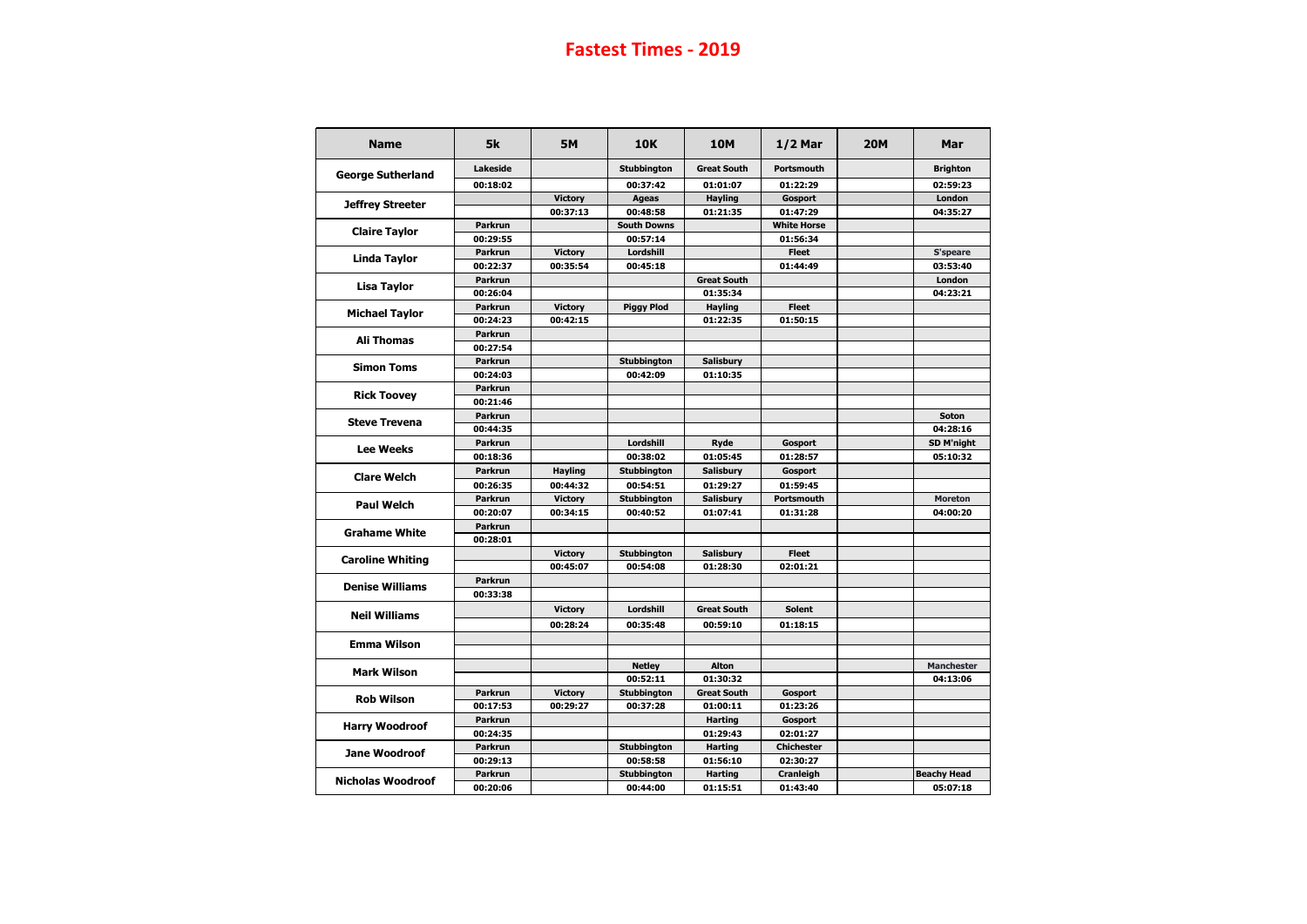# Fastest Times - 2019

| Name | 5k | 5M | 10K | 10M | 1/2 Mar | 20M | Mar |
|---|---|---|---|---|---|---|---|
| George Sutherland | Lakeside | | Stubbington | Great South | Portsmouth | | Brighton |
| | 00:18:02 | | 00:37:42 | 01:01:07 | 01:22:29 | | 02:59:23 |
| Jeffrey Streeter | | Victory | Ageas | Hayling | Gosport | | London |
| | | 00:37:13 | 00:48:58 | 01:21:35 | 01:47:29 | | 04:35:27 |
| Claire Taylor | Parkrun | | South Downs | | White Horse | | |
| | 00:29:55 | | 00:57:14 | | 01:56:34 | | |
| Linda Taylor | Parkrun | Victory | Lordshill | | Fleet | | S'speare |
| | 00:22:37 | 00:35:54 | 00:45:18 | | 01:44:49 | | 03:53:40 |
| Lisa Taylor | Parkrun | | | Great South | | | London |
| | 00:26:04 | | | 01:35:34 | | | 04:23:21 |
| Michael Taylor | Parkrun | Victory | Piggy Plod | Hayling | Fleet | | |
| | 00:24:23 | 00:42:15 | | 01:22:35 | 01:50:15 | | |
| Ali Thomas | Parkrun | | | | | | |
| | 00:27:54 | | | | | | |
| Simon Toms | Parkrun | | Stubbington | Salisbury | | | |
| | 00:24:03 | | 00:42:09 | 01:10:35 | | | |
| Rick Toovey | Parkrun | | | | | | |
| | 00:21:46 | | | | | | |
| Steve Trevena | Parkrun | | | | | | Soton |
| | 00:44:35 | | | | | | 04:28:16 |
| Lee Weeks | Parkrun | | Lordshill | Ryde | Gosport | | SD M'night |
| | 00:18:36 | | 00:38:02 | 01:05:45 | 01:28:57 | | 05:10:32 |
| Clare Welch | Parkrun | Hayling | Stubbington | Salisbury | Gosport | | |
| | 00:26:35 | 00:44:32 | 00:54:51 | 01:29:27 | 01:59:45 | | |
| Paul Welch | Parkrun | Victory | Stubbington | Salisbury | Portsmouth | | Moreton |
| | 00:20:07 | 00:34:15 | 00:40:52 | 01:07:41 | 01:31:28 | | 04:00:20 |
| Grahame White | Parkrun | | | | | | |
| | 00:28:01 | | | | | | |
| Caroline Whiting | | Victory | Stubbington | Salisbury | Fleet | | |
| | | 00:45:07 | 00:54:08 | 01:28:30 | 02:01:21 | | |
| Denise Williams | Parkrun | | | | | | |
| | 00:33:38 | | | | | | |
| Neil Williams | | Victory | Lordshill | Great South | Solent | | |
| | | 00:28:24 | 00:35:48 | 00:59:10 | 01:18:15 | | |
| Emma Wilson | | | | | | | |
| | | | | | | | |
| Mark Wilson | | | Netley | Alton | | | Manchester |
| | | | 00:52:11 | 01:30:32 | | | 04:13:06 |
| Rob Wilson | Parkrun | Victory | Stubbington | Great South | Gosport | | |
| | 00:17:53 | 00:29:27 | 00:37:28 | 01:00:11 | 01:23:26 | | |
| Harry Woodroof | Parkrun | | | Harting | Gosport | | |
| | 00:24:35 | | | 01:29:43 | 02:01:27 | | |
| Jane Woodroof | Parkrun | | Stubbington | Harting | Chichester | | |
| | 00:29:13 | | 00:58:58 | 01:56:10 | 02:30:27 | | |
| Nicholas Woodroof | Parkrun | | Stubbington | Harting | Cranleigh | | Beachy Head |
| | 00:20:06 | | 00:44:00 | 01:15:51 | 01:43:40 | | 05:07:18 |